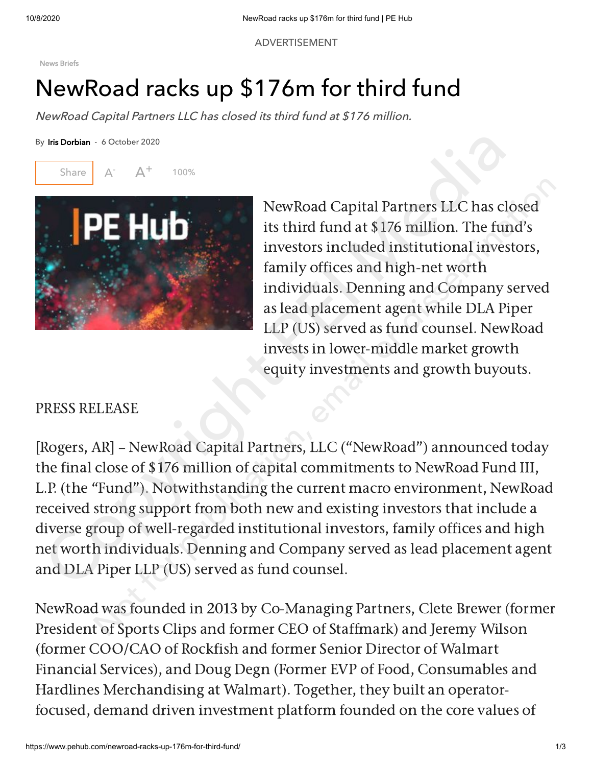News Briefs

# NewRoad racks up $176m for third fund

*NewRoad Capital Partners LLC has closed its third fund at $176 million.*

By Iris Dorbian - 6 October 2020

NewRoad Capital Partners LLC has closed its third fund at $176 million. The fund's investors included institutional investors, family offices and high-net worth individuals. Denning and Company served as lead placement agent while DLA Piper LLP (US) served as fund counsel. NewRoad invests in lower-middle market growth equity investments and growth buyouts.

PRESS RELEASE

[Rogers, AR] – NewRoad Capital Partners, LLC ("NewRoad") announced today the final close of $176 million of capital commitments to NewRoad Fund III, L.P. (the "Fund"). Notwithstanding the current macro environment, NewRoad received strong support from both new and existing investors that include a diverse group of well-regarded institutional investors, family offices and high net worth individuals. Denning and Company served as lead placement agent and DLA Piper LLP (US) served as fund counsel.

NewRoad was founded in 2013 by Co-Managing Partners, Clete Brewer (former President of Sports Clips and former CEO of Staffmark) and Jeremy Wilson (former COO/CAO of Rockfish and former Senior Director of Walmart Financial Services), and Doug Degn (Former EVP of Food, Consumables and Hardlines Merchandising at Walmart). Together, they built an operator-focused, demand driven investment platform founded on the core values of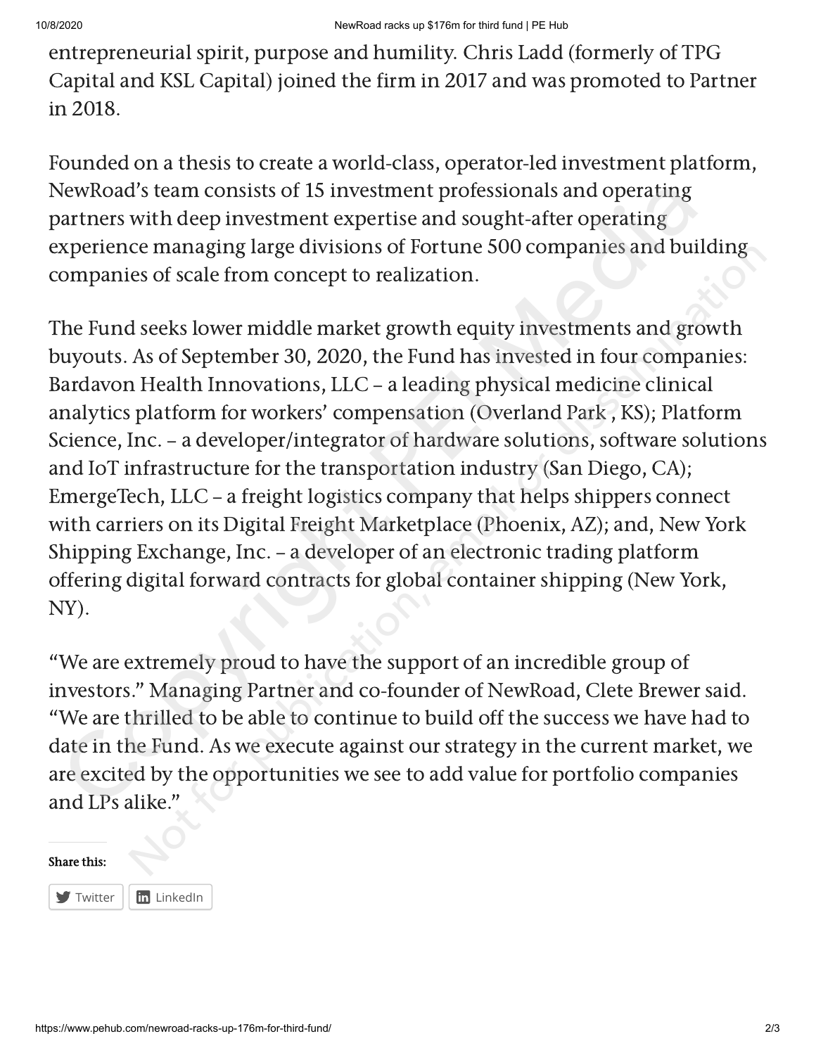entrepreneurial spirit, purpose and humility. Chris Ladd (formerly of TPG Capital and KSL Capital) joined the firm in 2017 and was promoted to Partner in 2018.

Founded on a thesis to create a world-class, operator-led investment platform, NewRoad's team consists of 15 investment professionals and operating partners with deep investment expertise and sought-after operating experience managing large divisions of Fortune 500 companies and building companies of scale from concept to realization.

The Fund seeks lower middle market growth equity investments and growth buyouts. As of September 30, 2020, the Fund has invested in four companies: Bardavon Health Innovations, LLC – a leading physical medicine clinical analytics platform for workers' compensation (Overland Park , KS); Platform Science, Inc. – a developer/integrator of hardware solutions, software solutions and IoT infrastructure for the transportation industry (San Diego, CA); EmergeTech, LLC – a freight logistics company that helps shippers connect with carriers on its Digital Freight Marketplace (Phoenix, AZ); and, New York Shipping Exchange, Inc. – a developer of an electronic trading platform offering digital forward contracts for global container shipping (New York, NY).

"We are extremely proud to have the support of an incredible group of investors." Managing Partner and co-founder of NewRoad, Clete Brewer said. "We are thrilled to be able to continue to build off the success we have had to date in the Fund. As we execute against our strategy in the current market, we are excited by the opportunities we see to add value for portfolio companies and LPs alike."

**Share this:**

Twitter LinkedIn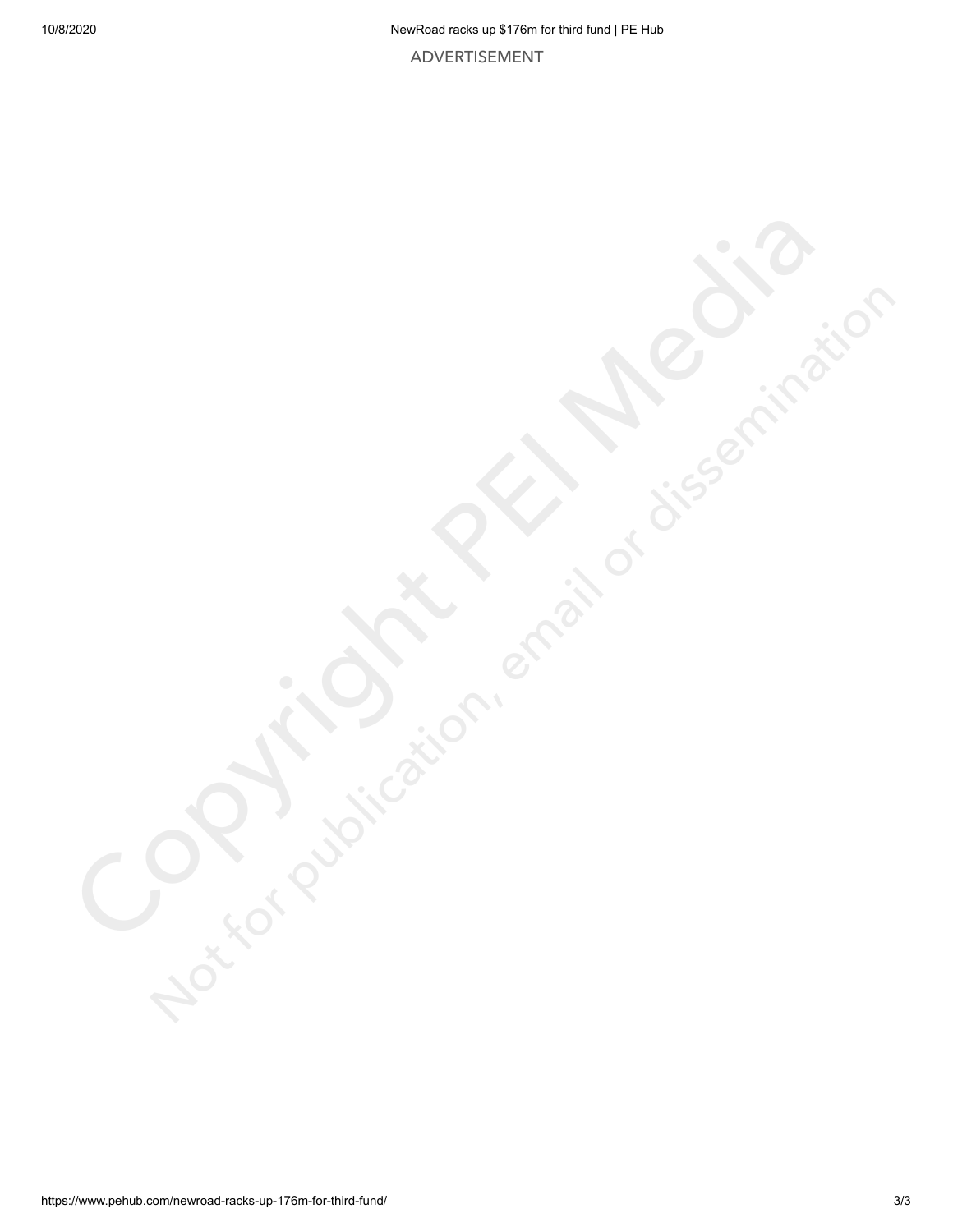ADVERTISEMENT